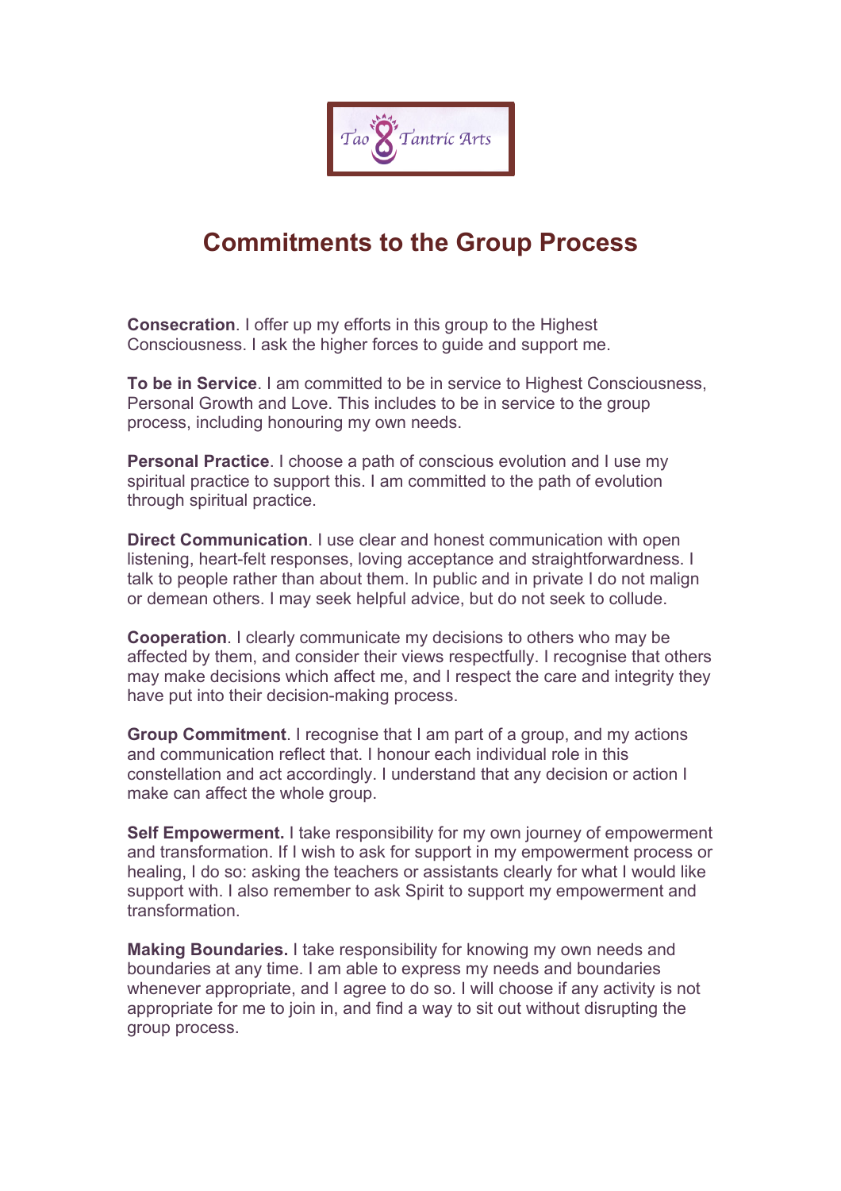Tao Tantric Arts

# Commitments to the Group Process

**Consecration**. I offer up my efforts in this group to the Highest Consciousness. I ask the higher forces to guide and support me.

**To be in Service**. I am committed to be in service to Highest Consciousness, Personal Growth and Love. This includes to be in service to the group process, including honouring my own needs.

**Personal Practice**. I choose a path of conscious evolution and I use my spiritual practice to support this. I am committed to the path of evolution through spiritual practice.

**Direct Communication**. I use clear and honest communication with open listening, heart-felt responses, loving acceptance and straightforwardness. I talk to people rather than about them. In public and in private I do not malign or demean others. I may seek helpful advice, but do not seek to collude.

**Cooperation**. I clearly communicate my decisions to others who may be affected by them, and consider their views respectfully. I recognise that others may make decisions which affect me, and I respect the care and integrity they have put into their decision-making process.

**Group Commitment**. I recognise that I am part of a group, and my actions and communication reflect that. I honour each individual role in this constellation and act accordingly. I understand that any decision or action I make can affect the whole group.

**Self Empowerment.** I take responsibility for my own journey of empowerment and transformation. If I wish to ask for support in my empowerment process or healing, I do so: asking the teachers or assistants clearly for what I would like support with. I also remember to ask Spirit to support my empowerment and transformation.

**Making Boundaries.** I take responsibility for knowing my own needs and boundaries at any time. I am able to express my needs and boundaries whenever appropriate, and I agree to do so. I will choose if any activity is not appropriate for me to join in, and find a way to sit out without disrupting the group process.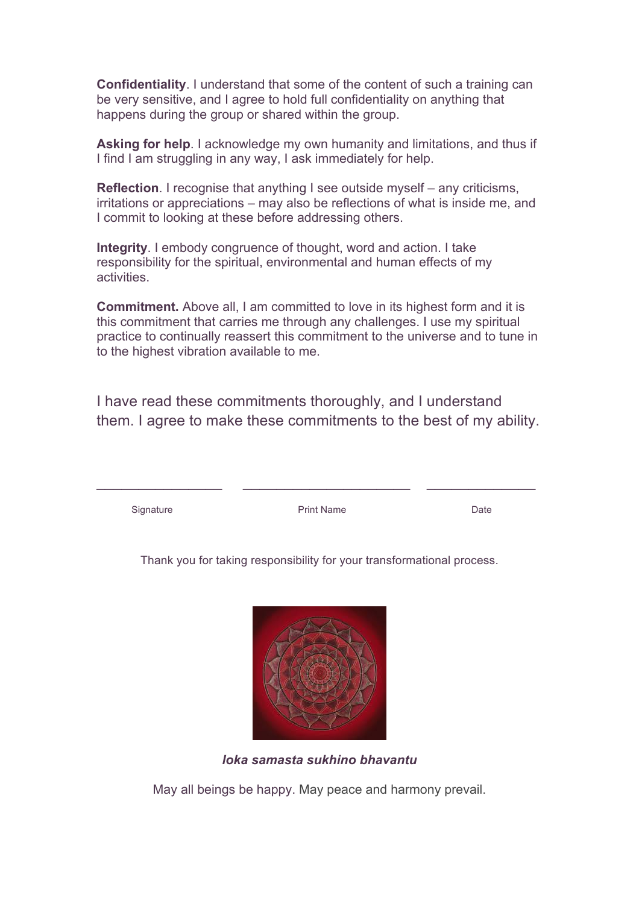**Confidentiality**. I understand that some of the content of such a training can be very sensitive, and I agree to hold full confidentiality on anything that happens during the group or shared within the group.

**Asking for help**. I acknowledge my own humanity and limitations, and thus if I find I am struggling in any way, I ask immediately for help.

**Reflection**. I recognise that anything I see outside myself – any criticisms, irritations or appreciations – may also be reflections of what is inside me, and I commit to looking at these before addressing others.

**Integrity**. I embody congruence of thought, word and action. I take responsibility for the spiritual, environmental and human effects of my activities.

**Commitment.** Above all, I am committed to love in its highest form and it is this commitment that carries me through any challenges. I use my spiritual practice to continually reassert this commitment to the universe and to tune in to the highest vibration available to me.

I have read these commitments thoroughly, and I understand them. I agree to make these commitments to the best of my ability.

| | | |
|---|---|---|
| ________________ | ______________________ | ______________ |
| Signature | Print Name | Date |

Thank you for taking responsibility for your transformational process.

***loka samasta sukhino bhavantu***

May all beings be happy. May peace and harmony prevail.